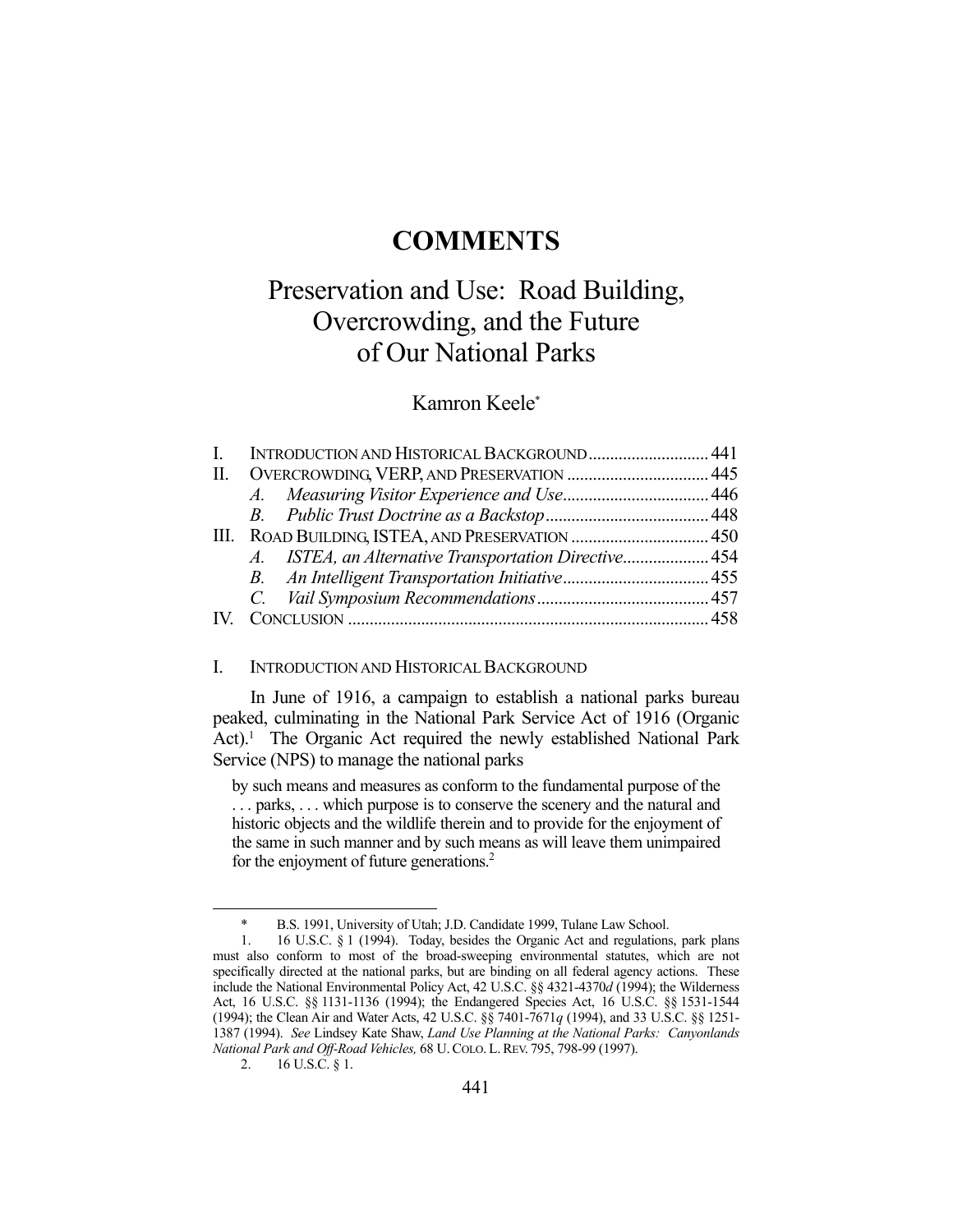# COMMENTS

# Preservation and Use: Road Building, Overcrowding, and the Future of Our National Parks

Kamron Keele*

| | | |
|---|---|---|
| I. | INTRODUCTION AND HISTORICAL BACKGROUND | 441 |
| II. | OVERCROWDING, VERP, AND PRESERVATION | 445 |
| | *A. Measuring Visitor Experience and Use* | 446 |
| | *B. Public Trust Doctrine as a Backstop* | 448 |
| III. | ROAD BUILDING, ISTEA, AND PRESERVATION | 450 |
| | *A. ISTEA, an Alternative Transportation Directive* | 454 |
| | *B. An Intelligent Transportation Initiative* | 455 |
| | *C. Vail Symposium Recommendations* | 457 |
| IV. | CONCLUSION | 458 |

## I. INTRODUCTION AND HISTORICAL BACKGROUND

In June of 1916, a campaign to establish a national parks bureau peaked, culminating in the National Park Service Act of 1916 (Organic Act).[1] The Organic Act required the newly established National Park Service (NPS) to manage the national parks

> by such means and measures as conform to the fundamental purpose of the . . . parks, . . . which purpose is to conserve the scenery and the natural and historic objects and the wildlife therein and to provide for the enjoyment of the same in such manner and by such means as will leave them unimpaired for the enjoyment of future generations.[2]

---

\* B.S. 1991, University of Utah; J.D. Candidate 1999, Tulane Law School.

1. 16 U.S.C. § 1 (1994). Today, besides the Organic Act and regulations, park plans must also conform to most of the broad-sweeping environmental statutes, which are not specifically directed at the national parks, but are binding on all federal agency actions. These include the National Environmental Policy Act, 42 U.S.C. §§ 4321-4370*d* (1994); the Wilderness Act, 16 U.S.C. §§ 1131-1136 (1994); the Endangered Species Act, 16 U.S.C. §§ 1531-1544 (1994); the Clean Air and Water Acts, 42 U.S.C. §§ 7401-7671*q* (1994), and 33 U.S.C. §§ 1251-1387 (1994). *See* Lindsey Kate Shaw, *Land Use Planning at the National Parks: Canyonlands National Park and Off-Road Vehicles,* 68 U. COLO. L. REV. 795, 798-99 (1997).

2. 16 U.S.C. § 1.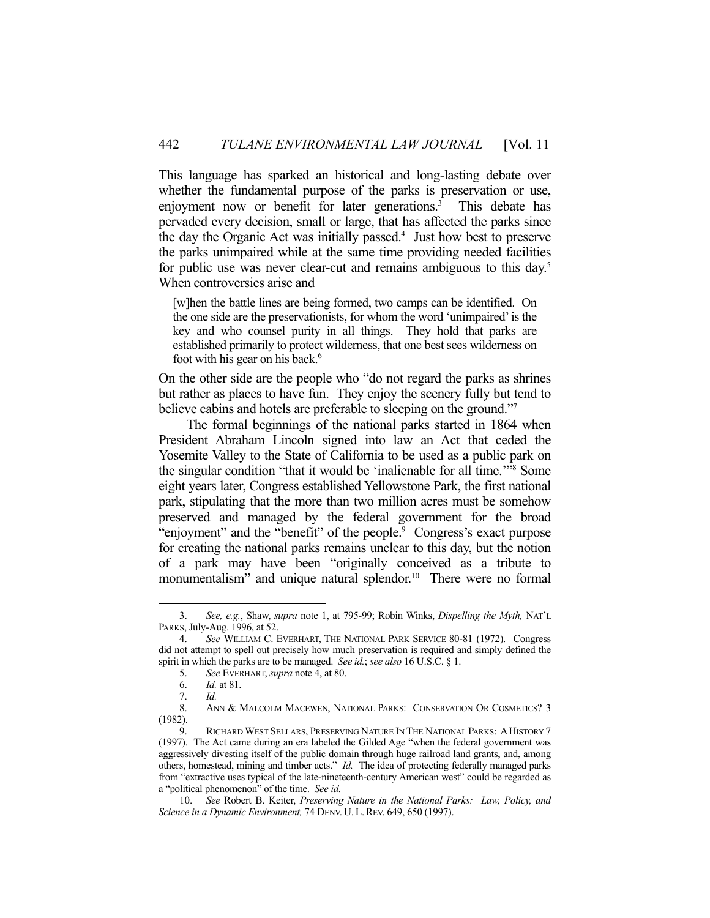This language has sparked an historical and long-lasting debate over whether the fundamental purpose of the parks is preservation or use, enjoyment now or benefit for later generations.[3] This debate has pervaded every decision, small or large, that has affected the parks since the day the Organic Act was initially passed.[4] Just how best to preserve the parks unimpaired while at the same time providing needed facilities for public use was never clear-cut and remains ambiguous to this day.[5] When controversies arise and

> [w]hen the battle lines are being formed, two camps can be identified. On the one side are the preservationists, for whom the word 'unimpaired' is the key and who counsel purity in all things. They hold that parks are established primarily to protect wilderness, that one best sees wilderness on foot with his gear on his back.[6]

On the other side are the people who "do not regard the parks as shrines but rather as places to have fun. They enjoy the scenery fully but tend to believe cabins and hotels are preferable to sleeping on the ground."[7]

The formal beginnings of the national parks started in 1864 when President Abraham Lincoln signed into law an Act that ceded the Yosemite Valley to the State of California to be used as a public park on the singular condition "that it would be 'inalienable for all time.'"[8] Some eight years later, Congress established Yellowstone Park, the first national park, stipulating that the more than two million acres must be somehow preserved and managed by the federal government for the broad "enjoyment" and the "benefit" of the people.[9] Congress's exact purpose for creating the national parks remains unclear to this day, but the notion of a park may have been "originally conceived as a tribute to monumentalism" and unique natural splendor.[10] There were no formal

---

3. *See, e.g.*, Shaw, *supra* note 1, at 795-99; Robin Winks, *Dispelling the Myth,* NAT'L PARKS, July-Aug. 1996, at 52.

4. *See* WILLIAM C. EVERHART, THE NATIONAL PARK SERVICE 80-81 (1972). Congress did not attempt to spell out precisely how much preservation is required and simply defined the spirit in which the parks are to be managed. *See id.*; *see also* 16 U.S.C. § 1.

5. *See* EVERHART, *supra* note 4, at 80.

6. *Id.* at 81.

7. *Id.*

8. ANN & MALCOLM MACEWEN, NATIONAL PARKS: CONSERVATION OR COSMETICS? 3 (1982).

9. RICHARD WEST SELLARS, PRESERVING NATURE IN THE NATIONAL PARKS: A HISTORY 7 (1997). The Act came during an era labeled the Gilded Age "when the federal government was aggressively divesting itself of the public domain through huge railroad land grants, and, among others, homestead, mining and timber acts." *Id.* The idea of protecting federally managed parks from "extractive uses typical of the late-nineteenth-century American west" could be regarded as a "political phenomenon" of the time. *See id.*

10. *See* Robert B. Keiter, *Preserving Nature in the National Parks: Law, Policy, and Science in a Dynamic Environment,* 74 DENV. U. L. REV. 649, 650 (1997).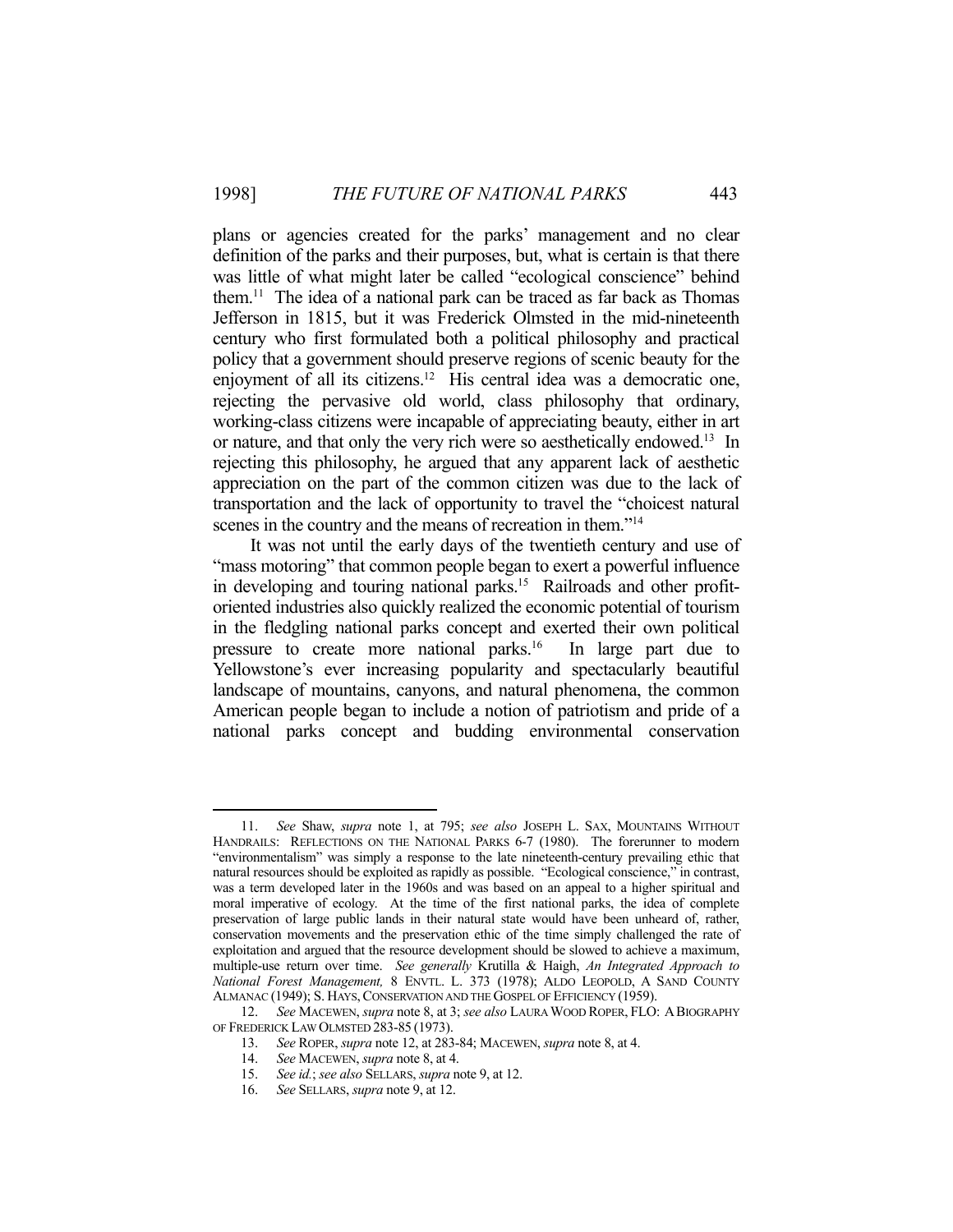plans or agencies created for the parks' management and no clear definition of the parks and their purposes, but, what is certain is that there was little of what might later be called "ecological conscience" behind them.[11] The idea of a national park can be traced as far back as Thomas Jefferson in 1815, but it was Frederick Olmsted in the mid-nineteenth century who first formulated both a political philosophy and practical policy that a government should preserve regions of scenic beauty for the enjoyment of all its citizens.[12] His central idea was a democratic one, rejecting the pervasive old world, class philosophy that ordinary, working-class citizens were incapable of appreciating beauty, either in art or nature, and that only the very rich were so aesthetically endowed.[13] In rejecting this philosophy, he argued that any apparent lack of aesthetic appreciation on the part of the common citizen was due to the lack of transportation and the lack of opportunity to travel the "choicest natural scenes in the country and the means of recreation in them."[14]

It was not until the early days of the twentieth century and use of "mass motoring" that common people began to exert a powerful influence in developing and touring national parks.[15] Railroads and other profit-oriented industries also quickly realized the economic potential of tourism in the fledgling national parks concept and exerted their own political pressure to create more national parks.[16] In large part due to Yellowstone's ever increasing popularity and spectacularly beautiful landscape of mountains, canyons, and natural phenomena, the common American people began to include a notion of patriotism and pride of a national parks concept and budding environmental conservation

---

11. *See* Shaw, *supra* note 1, at 795; *see also* JOSEPH L. SAX, MOUNTAINS WITHOUT HANDRAILS: REFLECTIONS ON THE NATIONAL PARKS 6-7 (1980). The forerunner to modern "environmentalism" was simply a response to the late nineteenth-century prevailing ethic that natural resources should be exploited as rapidly as possible. "Ecological conscience," in contrast, was a term developed later in the 1960s and was based on an appeal to a higher spiritual and moral imperative of ecology. At the time of the first national parks, the idea of complete preservation of large public lands in their natural state would have been unheard of, rather, conservation movements and the preservation ethic of the time simply challenged the rate of exploitation and argued that the resource development should be slowed to achieve a maximum, multiple-use return over time. *See generally* Krutilla & Haigh, *An Integrated Approach to National Forest Management,* 8 ENVTL. L. 373 (1978); ALDO LEOPOLD, A SAND COUNTY ALMANAC (1949); S. HAYS, CONSERVATION AND THE GOSPEL OF EFFICIENCY (1959).

12. *See* MACEWEN, *supra* note 8, at 3; *see also* LAURA WOOD ROPER, FLO: A BIOGRAPHY OF FREDERICK LAW OLMSTED 283-85 (1973).

13. *See* ROPER, *supra* note 12, at 283-84; MACEWEN, *supra* note 8, at 4.

14. *See* MACEWEN, *supra* note 8, at 4.

15. *See id.*; *see also* SELLARS, *supra* note 9, at 12.

16. *See* SELLARS, *supra* note 9, at 12.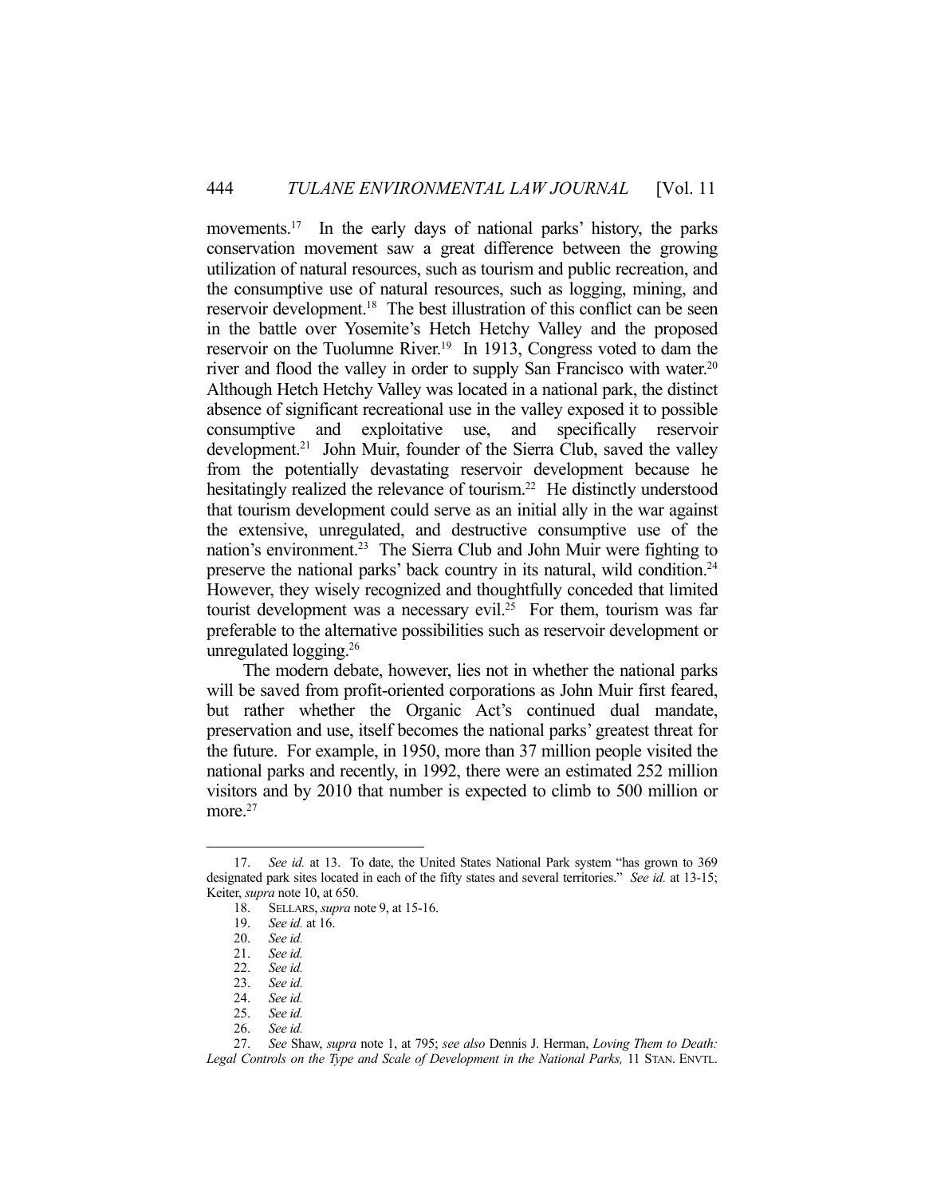movements.[17] In the early days of national parks' history, the parks conservation movement saw a great difference between the growing utilization of natural resources, such as tourism and public recreation, and the consumptive use of natural resources, such as logging, mining, and reservoir development.[18] The best illustration of this conflict can be seen in the battle over Yosemite's Hetch Hetchy Valley and the proposed reservoir on the Tuolumne River.[19] In 1913, Congress voted to dam the river and flood the valley in order to supply San Francisco with water.[20] Although Hetch Hetchy Valley was located in a national park, the distinct absence of significant recreational use in the valley exposed it to possible consumptive and exploitative use, and specifically reservoir development.[21] John Muir, founder of the Sierra Club, saved the valley from the potentially devastating reservoir development because he hesitatingly realized the relevance of tourism.[22] He distinctly understood that tourism development could serve as an initial ally in the war against the extensive, unregulated, and destructive consumptive use of the nation's environment.[23] The Sierra Club and John Muir were fighting to preserve the national parks' back country in its natural, wild condition.[24] However, they wisely recognized and thoughtfully conceded that limited tourist development was a necessary evil.[25] For them, tourism was far preferable to the alternative possibilities such as reservoir development or unregulated logging.[26]

The modern debate, however, lies not in whether the national parks will be saved from profit-oriented corporations as John Muir first feared, but rather whether the Organic Act's continued dual mandate, preservation and use, itself becomes the national parks' greatest threat for the future. For example, in 1950, more than 37 million people visited the national parks and recently, in 1992, there were an estimated 252 million visitors and by 2010 that number is expected to climb to 500 million or more.[27]

---

17. *See id.* at 13. To date, the United States National Park system "has grown to 369 designated park sites located in each of the fifty states and several territories." *See id.* at 13-15; Keiter, *supra* note 10, at 650.

18. SELLARS, *supra* note 9, at 15-16.

19. *See id.* at 16.

20. *See id.*

21. *See id.*

22. *See id.*

23. *See id.*

24. *See id.*

25. *See id.*

26. *See id.*

27. *See* Shaw, *supra* note 1, at 795; *see also* Dennis J. Herman, *Loving Them to Death: Legal Controls on the Type and Scale of Development in the National Parks,* 11 STAN. ENVTL.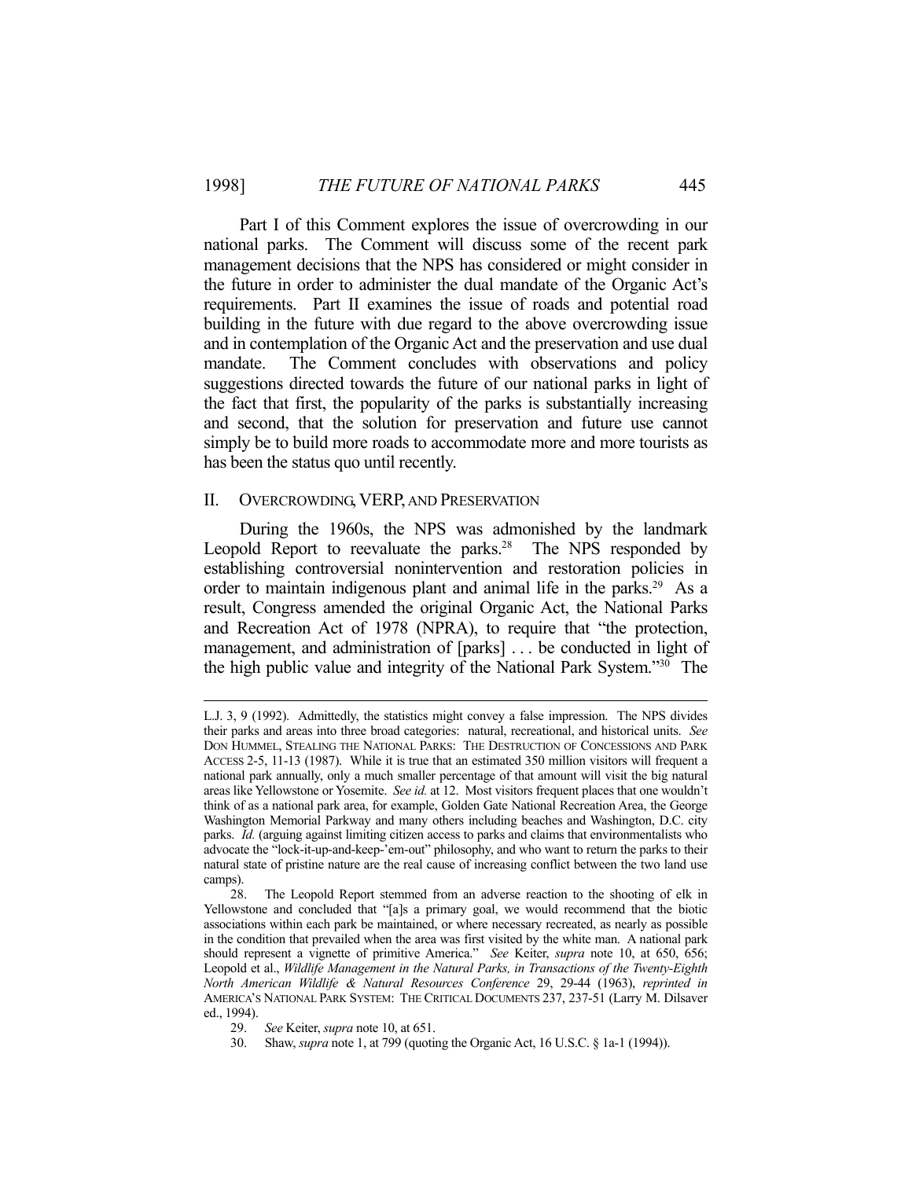Part I of this Comment explores the issue of overcrowding in our national parks. The Comment will discuss some of the recent park management decisions that the NPS has considered or might consider in the future in order to administer the dual mandate of the Organic Act's requirements. Part II examines the issue of roads and potential road building in the future with due regard to the above overcrowding issue and in contemplation of the Organic Act and the preservation and use dual mandate. The Comment concludes with observations and policy suggestions directed towards the future of our national parks in light of the fact that first, the popularity of the parks is substantially increasing and second, that the solution for preservation and future use cannot simply be to build more roads to accommodate more and more tourists as has been the status quo until recently.

## II. OVERCROWDING, VERP, AND PRESERVATION

During the 1960s, the NPS was admonished by the landmark Leopold Report to reevaluate the parks.[28] The NPS responded by establishing controversial nonintervention and restoration policies in order to maintain indigenous plant and animal life in the parks.[29] As a result, Congress amended the original Organic Act, the National Parks and Recreation Act of 1978 (NPRA), to require that "the protection, management, and administration of [parks] . . . be conducted in light of the high public value and integrity of the National Park System."[30] The

---

L.J. 3, 9 (1992). Admittedly, the statistics might convey a false impression. The NPS divides their parks and areas into three broad categories: natural, recreational, and historical units. *See* DON HUMMEL, STEALING THE NATIONAL PARKS: THE DESTRUCTION OF CONCESSIONS AND PARK ACCESS 2-5, 11-13 (1987). While it is true that an estimated 350 million visitors will frequent a national park annually, only a much smaller percentage of that amount will visit the big natural areas like Yellowstone or Yosemite. *See id.* at 12. Most visitors frequent places that one wouldn't think of as a national park area, for example, Golden Gate National Recreation Area, the George Washington Memorial Parkway and many others including beaches and Washington, D.C. city parks. *Id.* (arguing against limiting citizen access to parks and claims that environmentalists who advocate the "lock-it-up-and-keep-'em-out" philosophy, and who want to return the parks to their natural state of pristine nature are the real cause of increasing conflict between the two land use camps).

28. The Leopold Report stemmed from an adverse reaction to the shooting of elk in Yellowstone and concluded that "[a]s a primary goal, we would recommend that the biotic associations within each park be maintained, or where necessary recreated, as nearly as possible in the condition that prevailed when the area was first visited by the white man. A national park should represent a vignette of primitive America." *See* Keiter, *supra* note 10, at 650, 656; Leopold et al., *Wildlife Management in the Natural Parks, in Transactions of the Twenty-Eighth North American Wildlife & Natural Resources Conference* 29, 29-44 (1963), *reprinted in* AMERICA'S NATIONAL PARK SYSTEM: THE CRITICAL DOCUMENTS 237, 237-51 (Larry M. Dilsaver ed., 1994).

29. *See* Keiter, *supra* note 10, at 651.

30. Shaw, *supra* note 1, at 799 (quoting the Organic Act, 16 U.S.C. § 1a-1 (1994)).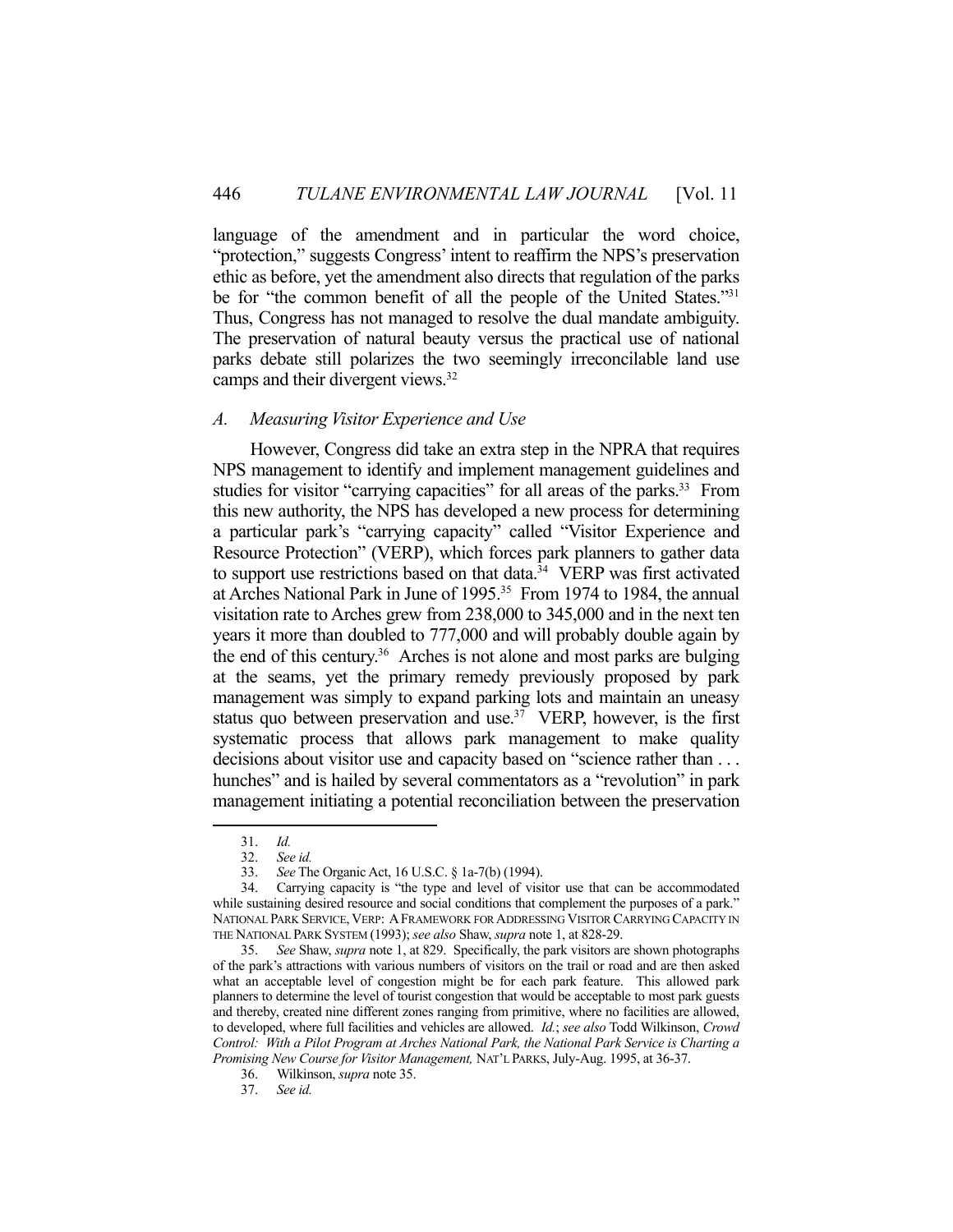language of the amendment and in particular the word choice, "protection," suggests Congress' intent to reaffirm the NPS's preservation ethic as before, yet the amendment also directs that regulation of the parks be for "the common benefit of all the people of the United States."[31] Thus, Congress has not managed to resolve the dual mandate ambiguity. The preservation of natural beauty versus the practical use of national parks debate still polarizes the two seemingly irreconcilable land use camps and their divergent views.[32]

### *A. Measuring Visitor Experience and Use*

However, Congress did take an extra step in the NPRA that requires NPS management to identify and implement management guidelines and studies for visitor "carrying capacities" for all areas of the parks.[33] From this new authority, the NPS has developed a new process for determining a particular park's "carrying capacity" called "Visitor Experience and Resource Protection" (VERP), which forces park planners to gather data to support use restrictions based on that data.[34] VERP was first activated at Arches National Park in June of 1995.[35] From 1974 to 1984, the annual visitation rate to Arches grew from 238,000 to 345,000 and in the next ten years it more than doubled to 777,000 and will probably double again by the end of this century.[36] Arches is not alone and most parks are bulging at the seams, yet the primary remedy previously proposed by park management was simply to expand parking lots and maintain an uneasy status quo between preservation and use.[37] VERP, however, is the first systematic process that allows park management to make quality decisions about visitor use and capacity based on "science rather than . . . hunches" and is hailed by several commentators as a "revolution" in park management initiating a potential reconciliation between the preservation

---

31. *Id.*

32. *See id.*

33. *See* The Organic Act, 16 U.S.C. § 1a-7(b) (1994).

34. Carrying capacity is "the type and level of visitor use that can be accommodated while sustaining desired resource and social conditions that complement the purposes of a park." NATIONAL PARK SERVICE, VERP: A FRAMEWORK FOR ADDRESSING VISITOR CARRYING CAPACITY IN THE NATIONAL PARK SYSTEM (1993); *see also* Shaw, *supra* note 1, at 828-29.

35. *See* Shaw, *supra* note 1, at 829. Specifically, the park visitors are shown photographs of the park's attractions with various numbers of visitors on the trail or road and are then asked what an acceptable level of congestion might be for each park feature. This allowed park planners to determine the level of tourist congestion that would be acceptable to most park guests and thereby, created nine different zones ranging from primitive, where no facilities are allowed, to developed, where full facilities and vehicles are allowed. *Id.*; *see also* Todd Wilkinson, *Crowd Control: With a Pilot Program at Arches National Park, the National Park Service is Charting a Promising New Course for Visitor Management,* NAT'L PARKS, July-Aug. 1995, at 36-37.

36. Wilkinson, *supra* note 35.

37. *See id.*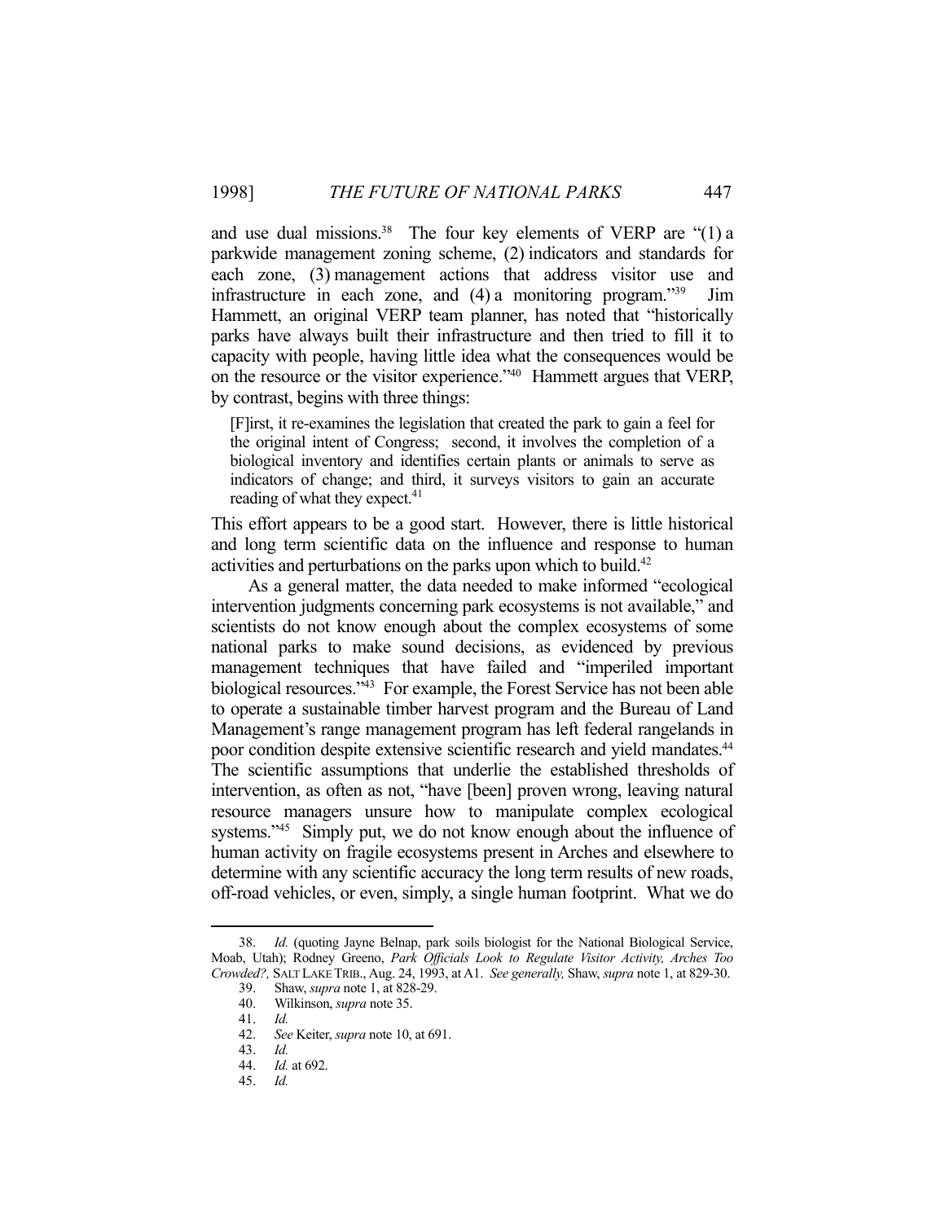and use dual missions.[38] The four key elements of VERP are "(1) a parkwide management zoning scheme, (2) indicators and standards for each zone, (3) management actions that address visitor use and infrastructure in each zone, and (4) a monitoring program."[39] Jim Hammett, an original VERP team planner, has noted that "historically parks have always built their infrastructure and then tried to fill it to capacity with people, having little idea what the consequences would be on the resource or the visitor experience."[40] Hammett argues that VERP, by contrast, begins with three things:

> [F]irst, it re-examines the legislation that created the park to gain a feel for the original intent of Congress; second, it involves the completion of a biological inventory and identifies certain plants or animals to serve as indicators of change; and third, it surveys visitors to gain an accurate reading of what they expect.[41]

This effort appears to be a good start. However, there is little historical and long term scientific data on the influence and response to human activities and perturbations on the parks upon which to build.[42]

As a general matter, the data needed to make informed "ecological intervention judgments concerning park ecosystems is not available," and scientists do not know enough about the complex ecosystems of some national parks to make sound decisions, as evidenced by previous management techniques that have failed and "imperiled important biological resources."[43] For example, the Forest Service has not been able to operate a sustainable timber harvest program and the Bureau of Land Management's range management program has left federal rangelands in poor condition despite extensive scientific research and yield mandates.[44] The scientific assumptions that underlie the established thresholds of intervention, as often as not, "have [been] proven wrong, leaving natural resource managers unsure how to manipulate complex ecological systems."[45] Simply put, we do not know enough about the influence of human activity on fragile ecosystems present in Arches and elsewhere to determine with any scientific accuracy the long term results of new roads, off-road vehicles, or even, simply, a single human footprint. What we do

---

38. *Id.* (quoting Jayne Belnap, park soils biologist for the National Biological Service, Moab, Utah); Rodney Greeno, *Park Officials Look to Regulate Visitor Activity, Arches Too Crowded?,* SALT LAKE TRIB., Aug. 24, 1993, at A1. *See generally,* Shaw, *supra* note 1, at 829-30.

39. Shaw, *supra* note 1, at 828-29.

40. Wilkinson, *supra* note 35.

41. *Id.*

42. *See* Keiter, *supra* note 10, at 691.

43. *Id.*

44. *Id.* at 692.

45. *Id.*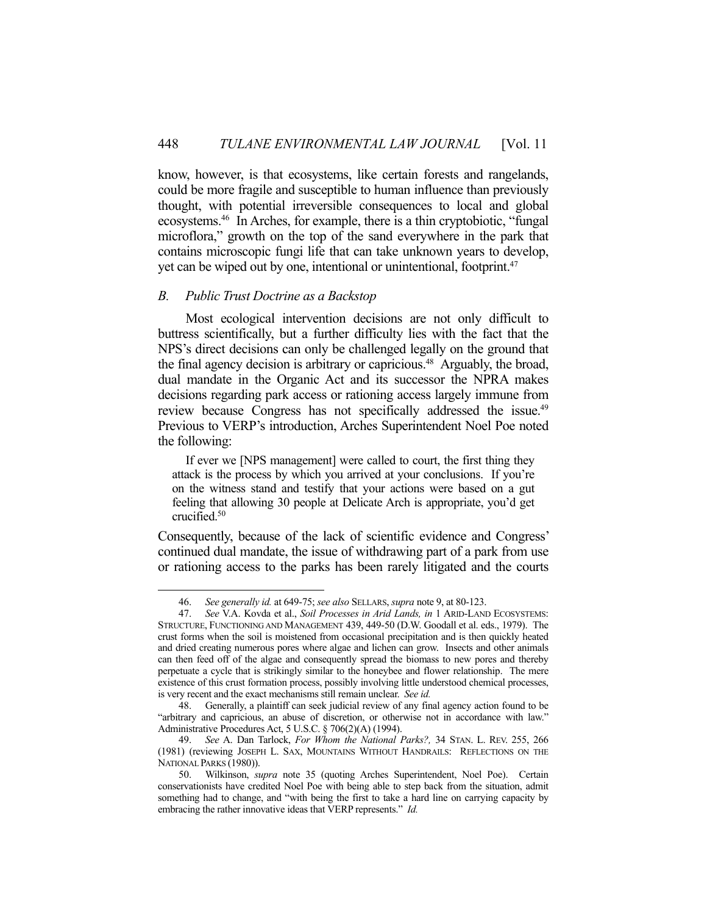know, however, is that ecosystems, like certain forests and rangelands, could be more fragile and susceptible to human influence than previously thought, with potential irreversible consequences to local and global ecosystems.[46] In Arches, for example, there is a thin cryptobiotic, "fungal microflora," growth on the top of the sand everywhere in the park that contains microscopic fungi life that can take unknown years to develop, yet can be wiped out by one, intentional or unintentional, footprint.[47]

### *B. Public Trust Doctrine as a Backstop*

Most ecological intervention decisions are not only difficult to buttress scientifically, but a further difficulty lies with the fact that the NPS's direct decisions can only be challenged legally on the ground that the final agency decision is arbitrary or capricious.[48] Arguably, the broad, dual mandate in the Organic Act and its successor the NPRA makes decisions regarding park access or rationing access largely immune from review because Congress has not specifically addressed the issue.[49] Previous to VERP's introduction, Arches Superintendent Noel Poe noted the following:

> If ever we [NPS management] were called to court, the first thing they attack is the process by which you arrived at your conclusions. If you're on the witness stand and testify that your actions were based on a gut feeling that allowing 30 people at Delicate Arch is appropriate, you'd get crucified.[50]

Consequently, because of the lack of scientific evidence and Congress' continued dual mandate, the issue of withdrawing part of a park from use or rationing access to the parks has been rarely litigated and the courts

---

46. *See generally id.* at 649-75; *see also* SELLARS, *supra* note 9, at 80-123.

47. *See* V.A. Kovda et al., *Soil Processes in Arid Lands, in* 1 ARID-LAND ECOSYSTEMS: STRUCTURE, FUNCTIONING AND MANAGEMENT 439, 449-50 (D.W. Goodall et al. eds., 1979). The crust forms when the soil is moistened from occasional precipitation and is then quickly heated and dried creating numerous pores where algae and lichen can grow. Insects and other animals can then feed off of the algae and consequently spread the biomass to new pores and thereby perpetuate a cycle that is strikingly similar to the honeybee and flower relationship. The mere existence of this crust formation process, possibly involving little understood chemical processes, is very recent and the exact mechanisms still remain unclear. *See id.*

48. Generally, a plaintiff can seek judicial review of any final agency action found to be "arbitrary and capricious, an abuse of discretion, or otherwise not in accordance with law." Administrative Procedures Act, 5 U.S.C. § 706(2)(A) (1994).

49. *See* A. Dan Tarlock, *For Whom the National Parks?,* 34 STAN. L. REV. 255, 266 (1981) (reviewing JOSEPH L. SAX, MOUNTAINS WITHOUT HANDRAILS: REFLECTIONS ON THE NATIONAL PARKS (1980)).

50. Wilkinson, *supra* note 35 (quoting Arches Superintendent, Noel Poe). Certain conservationists have credited Noel Poe with being able to step back from the situation, admit something had to change, and "with being the first to take a hard line on carrying capacity by embracing the rather innovative ideas that VERP represents." *Id.*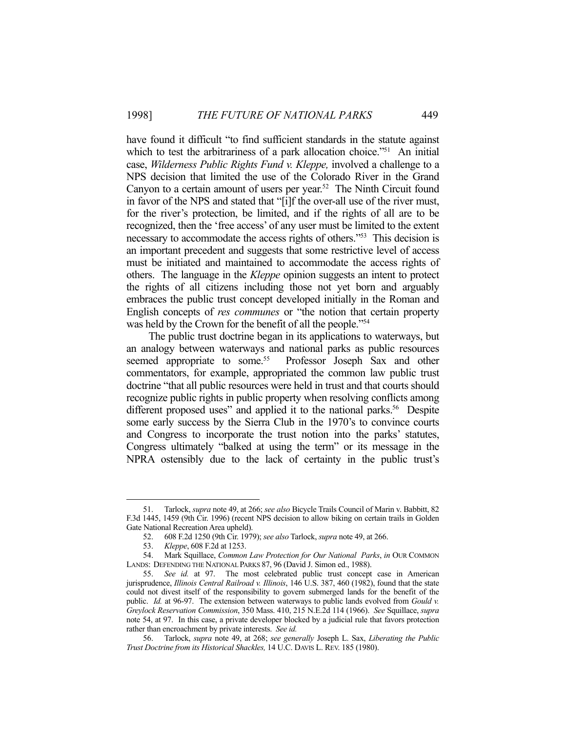have found it difficult "to find sufficient standards in the statute against which to test the arbitrariness of a park allocation choice."[51] An initial case, *Wilderness Public Rights Fund v. Kleppe,* involved a challenge to a NPS decision that limited the use of the Colorado River in the Grand Canyon to a certain amount of users per year.[52] The Ninth Circuit found in favor of the NPS and stated that "[i]f the over-all use of the river must, for the river's protection, be limited, and if the rights of all are to be recognized, then the 'free access' of any user must be limited to the extent necessary to accommodate the access rights of others."[53] This decision is an important precedent and suggests that some restrictive level of access must be initiated and maintained to accommodate the access rights of others. The language in the *Kleppe* opinion suggests an intent to protect the rights of all citizens including those not yet born and arguably embraces the public trust concept developed initially in the Roman and English concepts of *res communes* or "the notion that certain property was held by the Crown for the benefit of all the people."[54]

The public trust doctrine began in its applications to waterways, but an analogy between waterways and national parks as public resources seemed appropriate to some.[55] Professor Joseph Sax and other commentators, for example, appropriated the common law public trust doctrine "that all public resources were held in trust and that courts should recognize public rights in public property when resolving conflicts among different proposed uses" and applied it to the national parks.[56] Despite some early success by the Sierra Club in the 1970's to convince courts and Congress to incorporate the trust notion into the parks' statutes, Congress ultimately "balked at using the term" or its message in the NPRA ostensibly due to the lack of certainty in the public trust's

---

51. Tarlock, *supra* note 49, at 266; *see also* Bicycle Trails Council of Marin v. Babbitt, 82 F.3d 1445, 1459 (9th Cir. 1996) (recent NPS decision to allow biking on certain trails in Golden Gate National Recreation Area upheld).

52. 608 F.2d 1250 (9th Cir. 1979); *see also* Tarlock, *supra* note 49, at 266.

53. *Kleppe*, 608 F.2d at 1253.

54. Mark Squillace, *Common Law Protection for Our National Parks*, *in* OUR COMMON LANDS: DEFENDING THE NATIONAL PARKS 87, 96 (David J. Simon ed., 1988).

55. *See id.* at 97. The most celebrated public trust concept case in American jurisprudence, *Illinois Central Railroad v. Illinois*, 146 U.S. 387, 460 (1982), found that the state could not divest itself of the responsibility to govern submerged lands for the benefit of the public. *Id.* at 96-97. The extension between waterways to public lands evolved from *Gould v. Greylock Reservation Commission*, 350 Mass. 410, 215 N.E.2d 114 (1966). *See* Squillace, *supra* note 54, at 97. In this case, a private developer blocked by a judicial rule that favors protection rather than encroachment by private interests. *See id.*

56. Tarlock, *supra* note 49, at 268; *see generally* Joseph L. Sax, *Liberating the Public Trust Doctrine from its Historical Shackles,* 14 U.C. DAVIS L. REV. 185 (1980).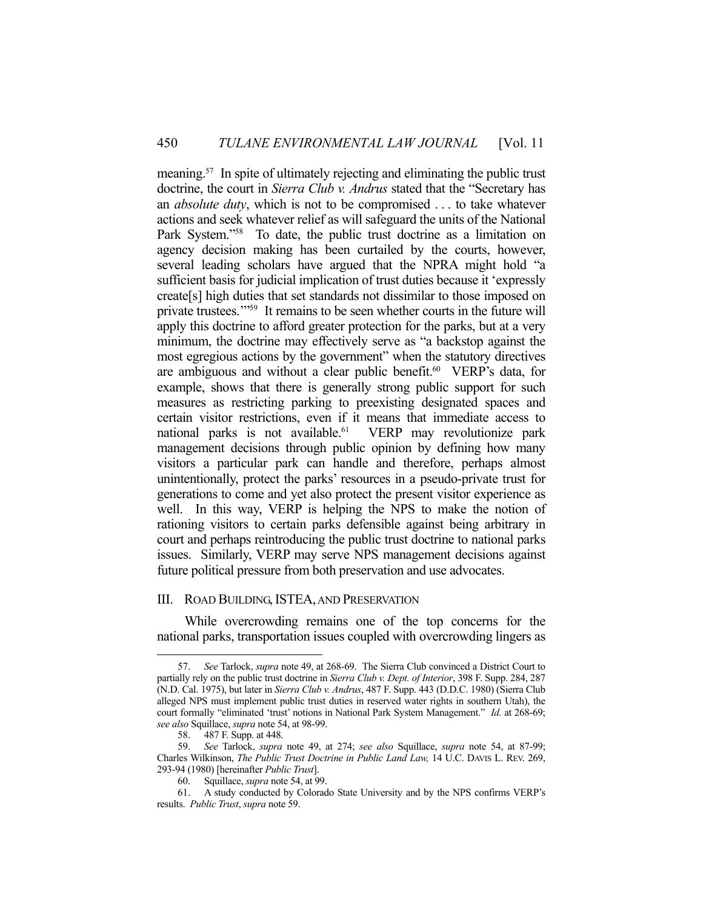meaning.[57] In spite of ultimately rejecting and eliminating the public trust doctrine, the court in *Sierra Club v. Andrus* stated that the "Secretary has an *absolute duty*, which is not to be compromised . . . to take whatever actions and seek whatever relief as will safeguard the units of the National Park System."[58] To date, the public trust doctrine as a limitation on agency decision making has been curtailed by the courts, however, several leading scholars have argued that the NPRA might hold "a sufficient basis for judicial implication of trust duties because it 'expressly create[s] high duties that set standards not dissimilar to those imposed on private trustees.'"[59] It remains to be seen whether courts in the future will apply this doctrine to afford greater protection for the parks, but at a very minimum, the doctrine may effectively serve as "a backstop against the most egregious actions by the government" when the statutory directives are ambiguous and without a clear public benefit.[60] VERP's data, for example, shows that there is generally strong public support for such measures as restricting parking to preexisting designated spaces and certain visitor restrictions, even if it means that immediate access to national parks is not available.[61] VERP may revolutionize park management decisions through public opinion by defining how many visitors a particular park can handle and therefore, perhaps almost unintentionally, protect the parks' resources in a pseudo-private trust for generations to come and yet also protect the present visitor experience as well. In this way, VERP is helping the NPS to make the notion of rationing visitors to certain parks defensible against being arbitrary in court and perhaps reintroducing the public trust doctrine to national parks issues. Similarly, VERP may serve NPS management decisions against future political pressure from both preservation and use advocates.

## III. ROAD BUILDING, ISTEA, AND PRESERVATION

While overcrowding remains one of the top concerns for the national parks, transportation issues coupled with overcrowding lingers as

---

57. *See* Tarlock, *supra* note 49, at 268-69. The Sierra Club convinced a District Court to partially rely on the public trust doctrine in *Sierra Club v. Dept. of Interior*, 398 F. Supp. 284, 287 (N.D. Cal. 1975), but later in *Sierra Club v. Andrus*, 487 F. Supp. 443 (D.D.C. 1980) (Sierra Club alleged NPS must implement public trust duties in reserved water rights in southern Utah), the court formally "eliminated 'trust' notions in National Park System Management." *Id.* at 268-69; *see also* Squillace, *supra* note 54, at 98-99.

58. 487 F. Supp. at 448.

59. *See* Tarlock, *supra* note 49, at 274; *see also* Squillace, *supra* note 54, at 87-99; Charles Wilkinson, *The Public Trust Doctrine in Public Land Law,* 14 U.C. DAVIS L. REV. 269, 293-94 (1980) [hereinafter *Public Trust*].

60. Squillace, *supra* note 54, at 99.

61. A study conducted by Colorado State University and by the NPS confirms VERP's results. *Public Trust*, *supra* note 59.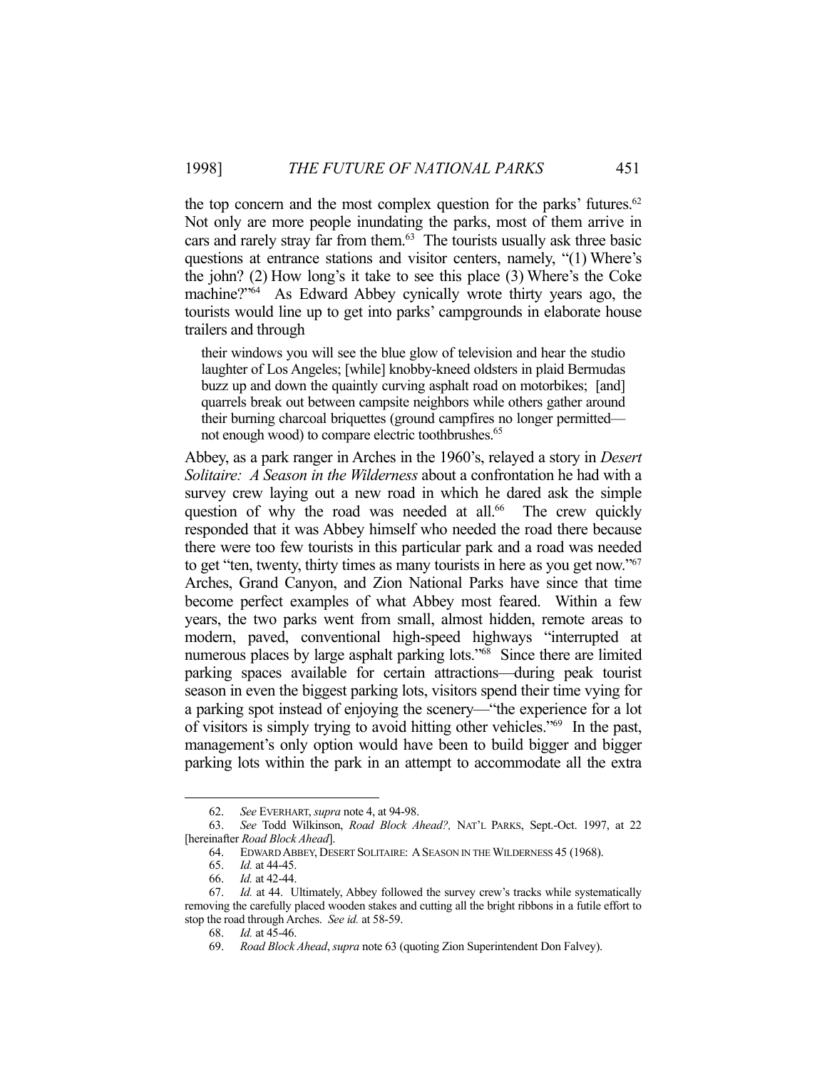the top concern and the most complex question for the parks' futures.[62] Not only are more people inundating the parks, most of them arrive in cars and rarely stray far from them.[63] The tourists usually ask three basic questions at entrance stations and visitor centers, namely, "(1) Where's the john? (2) How long's it take to see this place (3) Where's the Coke machine?"[64] As Edward Abbey cynically wrote thirty years ago, the tourists would line up to get into parks' campgrounds in elaborate house trailers and through

> their windows you will see the blue glow of television and hear the studio laughter of Los Angeles; [while] knobby-kneed oldsters in plaid Bermudas buzz up and down the quaintly curving asphalt road on motorbikes; [and] quarrels break out between campsite neighbors while others gather around their burning charcoal briquettes (ground campfires no longer permitted—not enough wood) to compare electric toothbrushes.[65]

Abbey, as a park ranger in Arches in the 1960's, relayed a story in *Desert Solitaire: A Season in the Wilderness* about a confrontation he had with a survey crew laying out a new road in which he dared ask the simple question of why the road was needed at all.[66] The crew quickly responded that it was Abbey himself who needed the road there because there were too few tourists in this particular park and a road was needed to get "ten, twenty, thirty times as many tourists in here as you get now."[67] Arches, Grand Canyon, and Zion National Parks have since that time become perfect examples of what Abbey most feared. Within a few years, the two parks went from small, almost hidden, remote areas to modern, paved, conventional high-speed highways "interrupted at numerous places by large asphalt parking lots."[68] Since there are limited parking spaces available for certain attractions—during peak tourist season in even the biggest parking lots, visitors spend their time vying for a parking spot instead of enjoying the scenery—"the experience for a lot of visitors is simply trying to avoid hitting other vehicles."[69] In the past, management's only option would have been to build bigger and bigger parking lots within the park in an attempt to accommodate all the extra

---

62. *See* EVERHART, *supra* note 4, at 94-98.

63. *See* Todd Wilkinson, *Road Block Ahead?,* NAT'L PARKS, Sept.-Oct. 1997, at 22 [hereinafter *Road Block Ahead*].

64. EDWARD ABBEY, DESERT SOLITAIRE: A SEASON IN THE WILDERNESS 45 (1968).

65. *Id.* at 44-45.

66. *Id.* at 42-44.

67. *Id.* at 44. Ultimately, Abbey followed the survey crew's tracks while systematically removing the carefully placed wooden stakes and cutting all the bright ribbons in a futile effort to stop the road through Arches. *See id.* at 58-59.

68. *Id.* at 45-46.

69. *Road Block Ahead*, *supra* note 63 (quoting Zion Superintendent Don Falvey).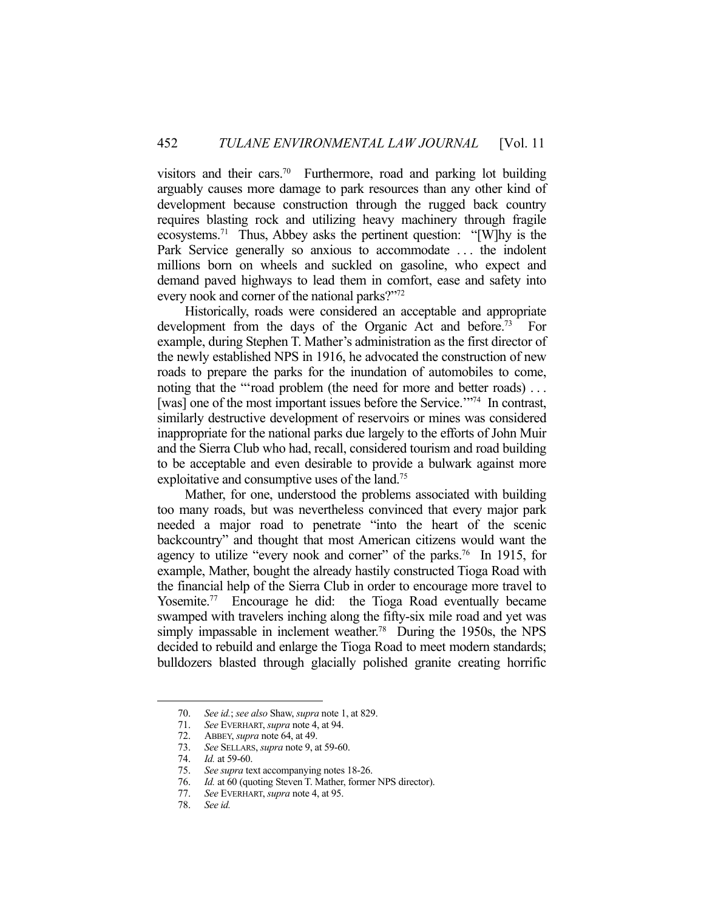visitors and their cars.[70] Furthermore, road and parking lot building arguably causes more damage to park resources than any other kind of development because construction through the rugged back country requires blasting rock and utilizing heavy machinery through fragile ecosystems.[71] Thus, Abbey asks the pertinent question: "[W]hy is the Park Service generally so anxious to accommodate . . . the indolent millions born on wheels and suckled on gasoline, who expect and demand paved highways to lead them in comfort, ease and safety into every nook and corner of the national parks?"[72]

Historically, roads were considered an acceptable and appropriate development from the days of the Organic Act and before.[73] For example, during Stephen T. Mather's administration as the first director of the newly established NPS in 1916, he advocated the construction of new roads to prepare the parks for the inundation of automobiles to come, noting that the "'road problem (the need for more and better roads) . . . [was] one of the most important issues before the Service.'"[74] In contrast, similarly destructive development of reservoirs or mines was considered inappropriate for the national parks due largely to the efforts of John Muir and the Sierra Club who had, recall, considered tourism and road building to be acceptable and even desirable to provide a bulwark against more exploitative and consumptive uses of the land.[75]

Mather, for one, understood the problems associated with building too many roads, but was nevertheless convinced that every major park needed a major road to penetrate "into the heart of the scenic backcountry" and thought that most American citizens would want the agency to utilize "every nook and corner" of the parks.[76] In 1915, for example, Mather, bought the already hastily constructed Tioga Road with the financial help of the Sierra Club in order to encourage more travel to Yosemite.[77] Encourage he did: the Tioga Road eventually became swamped with travelers inching along the fifty-six mile road and yet was simply impassable in inclement weather.[78] During the 1950s, the NPS decided to rebuild and enlarge the Tioga Road to meet modern standards; bulldozers blasted through glacially polished granite creating horrific

---

70. *See id.*; *see also* Shaw, *supra* note 1, at 829.
71. *See* EVERHART, *supra* note 4, at 94.
72. ABBEY, *supra* note 64, at 49.
73. *See* SELLARS, *supra* note 9, at 59-60.
74. *Id.* at 59-60.
75. *See supra* text accompanying notes 18-26.
76. *Id.* at 60 (quoting Steven T. Mather, former NPS director).
77. *See* EVERHART, *supra* note 4, at 95.
78. *See id.*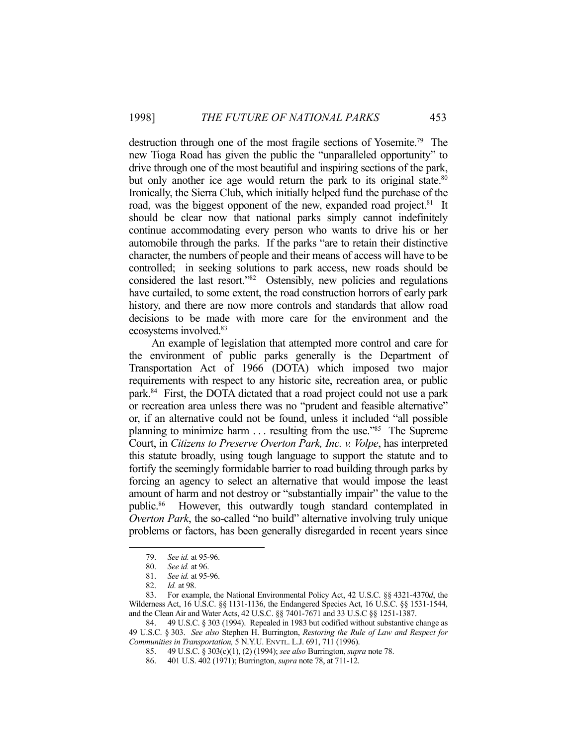destruction through one of the most fragile sections of Yosemite.[79] The new Tioga Road has given the public the "unparalleled opportunity" to drive through one of the most beautiful and inspiring sections of the park, but only another ice age would return the park to its original state.[80] Ironically, the Sierra Club, which initially helped fund the purchase of the road, was the biggest opponent of the new, expanded road project.[81] It should be clear now that national parks simply cannot indefinitely continue accommodating every person who wants to drive his or her automobile through the parks. If the parks "are to retain their distinctive character, the numbers of people and their means of access will have to be controlled; in seeking solutions to park access, new roads should be considered the last resort."[82] Ostensibly, new policies and regulations have curtailed, to some extent, the road construction horrors of early park history, and there are now more controls and standards that allow road decisions to be made with more care for the environment and the ecosystems involved.[83]

An example of legislation that attempted more control and care for the environment of public parks generally is the Department of Transportation Act of 1966 (DOTA) which imposed two major requirements with respect to any historic site, recreation area, or public park.[84] First, the DOTA dictated that a road project could not use a park or recreation area unless there was no "prudent and feasible alternative" or, if an alternative could not be found, unless it included "all possible planning to minimize harm . . . resulting from the use."[85] The Supreme Court, in *Citizens to Preserve Overton Park, Inc. v. Volpe*, has interpreted this statute broadly, using tough language to support the statute and to fortify the seemingly formidable barrier to road building through parks by forcing an agency to select an alternative that would impose the least amount of harm and not destroy or "substantially impair" the value to the public.[86] However, this outwardly tough standard contemplated in *Overton Park*, the so-called "no build" alternative involving truly unique problems or factors, has been generally disregarded in recent years since

---

79. *See id.* at 95-96.

80. *See id.* at 96.

81. *See id.* at 95-96.

82. *Id.* at 98.

83. For example, the National Environmental Policy Act, 42 U.S.C. §§ 4321-4370*d*, the Wilderness Act, 16 U.S.C. §§ 1131-1136, the Endangered Species Act, 16 U.S.C. §§ 1531-1544, and the Clean Air and Water Acts, 42 U.S.C. §§ 7401-7671 and 33 U.S.C §§ 1251-1387.

84. 49 U.S.C. § 303 (1994). Repealed in 1983 but codified without substantive change as 49 U.S.C. § 303. *See also* Stephen H. Burrington, *Restoring the Rule of Law and Respect for Communities in Transportation,* 5 N.Y.U. ENVTL. L.J. 691, 711 (1996).

85. 49 U.S.C. § 303(c)(1), (2) (1994); *see also* Burrington, *supra* note 78.

86. 401 U.S. 402 (1971); Burrington, *supra* note 78, at 711-12.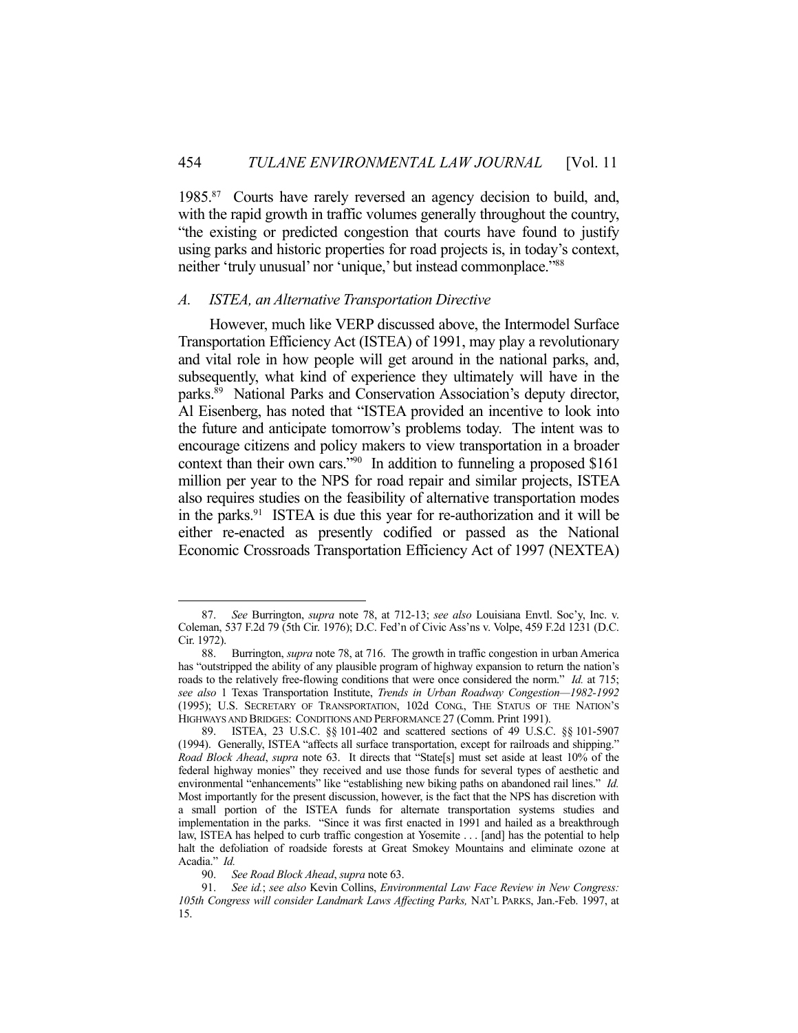1985.[87] Courts have rarely reversed an agency decision to build, and, with the rapid growth in traffic volumes generally throughout the country, "the existing or predicted congestion that courts have found to justify using parks and historic properties for road projects is, in today's context, neither 'truly unusual' nor 'unique,' but instead commonplace."[88]

### *A. ISTEA, an Alternative Transportation Directive*

However, much like VERP discussed above, the Intermodel Surface Transportation Efficiency Act (ISTEA) of 1991, may play a revolutionary and vital role in how people will get around in the national parks, and, subsequently, what kind of experience they ultimately will have in the parks.[89] National Parks and Conservation Association's deputy director, Al Eisenberg, has noted that "ISTEA provided an incentive to look into the future and anticipate tomorrow's problems today. The intent was to encourage citizens and policy makers to view transportation in a broader context than their own cars."[90] In addition to funneling a proposed $161 million per year to the NPS for road repair and similar projects, ISTEA also requires studies on the feasibility of alternative transportation modes in the parks.[91] ISTEA is due this year for re-authorization and it will be either re-enacted as presently codified or passed as the National Economic Crossroads Transportation Efficiency Act of 1997 (NEXTEA)

---

87. *See* Burrington, *supra* note 78, at 712-13; *see also* Louisiana Envtl. Soc'y, Inc. v. Coleman, 537 F.2d 79 (5th Cir. 1976); D.C. Fed'n of Civic Ass'ns v. Volpe, 459 F.2d 1231 (D.C. Cir. 1972).

88. Burrington, *supra* note 78, at 716. The growth in traffic congestion in urban America has "outstripped the ability of any plausible program of highway expansion to return the nation's roads to the relatively free-flowing conditions that were once considered the norm." *Id.* at 715; *see also* 1 Texas Transportation Institute, *Trends in Urban Roadway Congestion—1982-1992* (1995); U.S. SECRETARY OF TRANSPORTATION, 102d CONG., THE STATUS OF THE NATION'S HIGHWAYS AND BRIDGES: CONDITIONS AND PERFORMANCE 27 (Comm. Print 1991).

89. ISTEA, 23 U.S.C. §§ 101-402 and scattered sections of 49 U.S.C. §§ 101-5907 (1994). Generally, ISTEA "affects all surface transportation, except for railroads and shipping." *Road Block Ahead*, *supra* note 63. It directs that "State[s] must set aside at least 10% of the federal highway monies" they received and use those funds for several types of aesthetic and environmental "enhancements" like "establishing new biking paths on abandoned rail lines." *Id.* Most importantly for the present discussion, however, is the fact that the NPS has discretion with a small portion of the ISTEA funds for alternate transportation systems studies and implementation in the parks. "Since it was first enacted in 1991 and hailed as a breakthrough law, ISTEA has helped to curb traffic congestion at Yosemite . . . [and] has the potential to help halt the defoliation of roadside forests at Great Smokey Mountains and eliminate ozone at Acadia." *Id.*

90. *See Road Block Ahead*, *supra* note 63.

91. *See id.*; *see also* Kevin Collins, *Environmental Law Face Review in New Congress: 105th Congress will consider Landmark Laws Affecting Parks,* NAT'L PARKS, Jan.-Feb. 1997, at 15.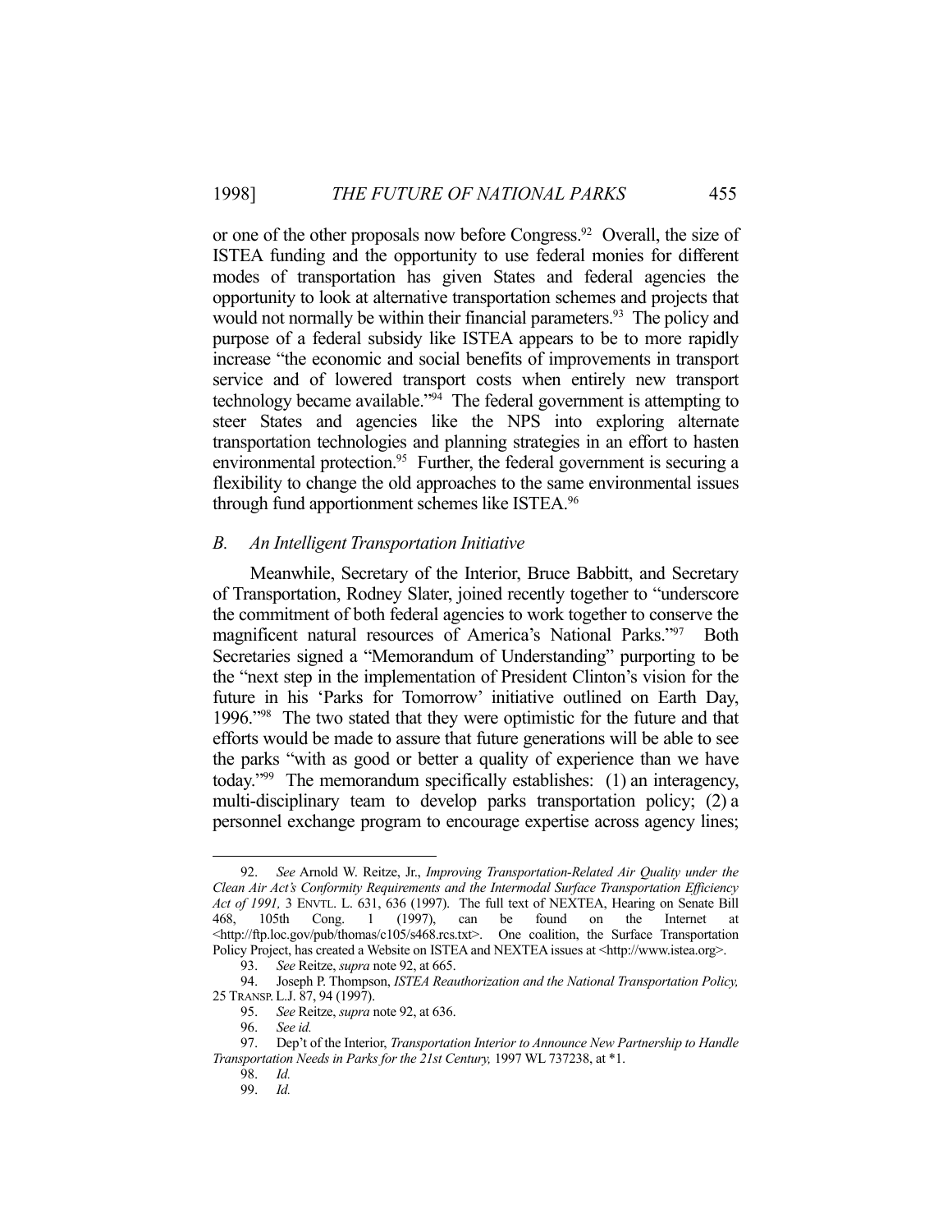or one of the other proposals now before Congress.[92] Overall, the size of ISTEA funding and the opportunity to use federal monies for different modes of transportation has given States and federal agencies the opportunity to look at alternative transportation schemes and projects that would not normally be within their financial parameters.[93] The policy and purpose of a federal subsidy like ISTEA appears to be to more rapidly increase "the economic and social benefits of improvements in transport service and of lowered transport costs when entirely new transport technology became available."[94] The federal government is attempting to steer States and agencies like the NPS into exploring alternate transportation technologies and planning strategies in an effort to hasten environmental protection.[95] Further, the federal government is securing a flexibility to change the old approaches to the same environmental issues through fund apportionment schemes like ISTEA.[96]

## *B. An Intelligent Transportation Initiative*

Meanwhile, Secretary of the Interior, Bruce Babbitt, and Secretary of Transportation, Rodney Slater, joined recently together to "underscore the commitment of both federal agencies to work together to conserve the magnificent natural resources of America's National Parks."[97] Both Secretaries signed a "Memorandum of Understanding" purporting to be the "next step in the implementation of President Clinton's vision for the future in his 'Parks for Tomorrow' initiative outlined on Earth Day, 1996."[98] The two stated that they were optimistic for the future and that efforts would be made to assure that future generations will be able to see the parks "with as good or better a quality of experience than we have today."[99] The memorandum specifically establishes: (1) an interagency, multi-disciplinary team to develop parks transportation policy; (2) a personnel exchange program to encourage expertise across agency lines;

---

92. *See* Arnold W. Reitz, Jr., *Improving Transportation-Related Air Quality under the Clean Air Act's Conformity Requirements and the Intermodal Surface Transportation Efficiency Act of 1991,* 3 ENVTL. L. 631, 636 (1997). The full text of NEXTEA, Hearing on Senate Bill 468, 105th Cong. 1 (1997), can be found on the Internet at <http://ftp.loc.gov/pub/thomas/c105/s468.rcs.txt>. One coalition, the Surface Transportation Policy Project, has created a Website on ISTEA and NEXTEA issues at <http://www.istea.org>.

93. *See* Reitze, *supra* note 92, at 665.

94. Joseph P. Thompson, *ISTEA Reauthorization and the National Transportation Policy,* 25 TRANSP. L.J. 87, 94 (1997).

95. *See* Reitze, *supra* note 92, at 636.

96. *See id.*

97. Dep't of the Interior, *Transportation Interior to Announce New Partnership to Handle Transportation Needs in Parks for the 21st Century,* 1997 WL 737238, at *1.

98. *Id.*

99. *Id.*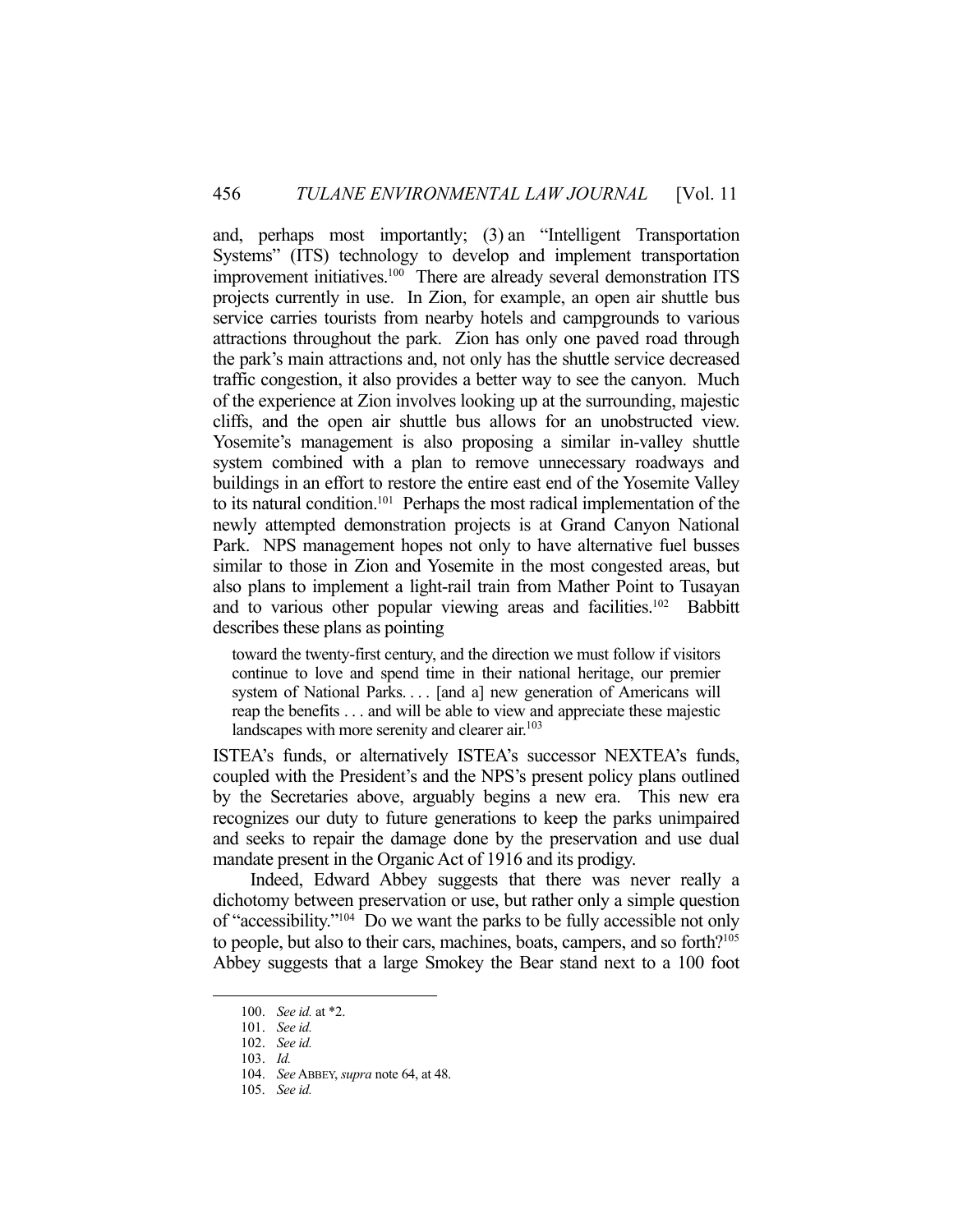and, perhaps most importantly; (3) an "Intelligent Transportation Systems" (ITS) technology to develop and implement transportation improvement initiatives.[100] There are already several demonstration ITS projects currently in use. In Zion, for example, an open air shuttle bus service carries tourists from nearby hotels and campgrounds to various attractions throughout the park. Zion has only one paved road through the park's main attractions and, not only has the shuttle service decreased traffic congestion, it also provides a better way to see the canyon. Much of the experience at Zion involves looking up at the surrounding, majestic cliffs, and the open air shuttle bus allows for an unobstructed view. Yosemite's management is also proposing a similar in-valley shuttle system combined with a plan to remove unnecessary roadways and buildings in an effort to restore the entire east end of the Yosemite Valley to its natural condition.[101] Perhaps the most radical implementation of the newly attempted demonstration projects is at Grand Canyon National Park. NPS management hopes not only to have alternative fuel busses similar to those in Zion and Yosemite in the most congested areas, but also plans to implement a light-rail train from Mather Point to Tusayan and to various other popular viewing areas and facilities.[102] Babbitt describes these plans as pointing

> toward the twenty-first century, and the direction we must follow if visitors continue to love and spend time in their national heritage, our premier system of National Parks. . . . [and a] new generation of Americans will reap the benefits . . . and will be able to view and appreciate these majestic landscapes with more serenity and clearer air.[103]

ISTEA's funds, or alternatively ISTEA's successor NEXTEA's funds, coupled with the President's and the NPS's present policy plans outlined by the Secretaries above, arguably begins a new era. This new era recognizes our duty to future generations to keep the parks unimpaired and seeks to repair the damage done by the preservation and use dual mandate present in the Organic Act of 1916 and its prodigy.

Indeed, Edward Abbey suggests that there was never really a dichotomy between preservation or use, but rather only a simple question of "accessibility."[104] Do we want the parks to be fully accessible not only to people, but also to their cars, machines, boats, campers, and so forth?[105] Abbey suggests that a large Smokey the Bear stand next to a 100 foot

---

100. *See id.* at *2.

101. *See id.*

102. *See id.*

103. *Id.*

104. *See* ABBEY, *supra* note 64, at 48.

105. *See id.*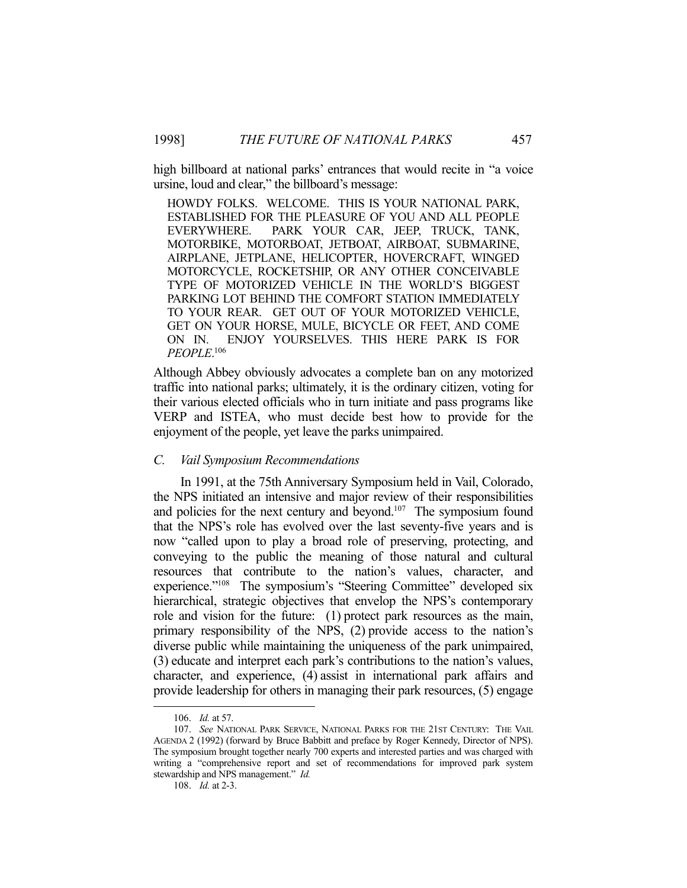high billboard at national parks' entrances that would recite in "a voice ursine, loud and clear," the billboard's message:

> HOWDY FOLKS. WELCOME. THIS IS YOUR NATIONAL PARK, ESTABLISHED FOR THE PLEASURE OF YOU AND ALL PEOPLE EVERYWHERE. PARK YOUR CAR, JEEP, TRUCK, TANK, MOTORBIKE, MOTORBOAT, JETBOAT, AIRBOAT, SUBMARINE, AIRPLANE, JETPLANE, HELICOPTER, HOVERCRAFT, WINGED MOTORCYCLE, ROCKETSHIP, OR ANY OTHER CONCEIVABLE TYPE OF MOTORIZED VEHICLE IN THE WORLD'S BIGGEST PARKING LOT BEHIND THE COMFORT STATION IMMEDIATELY TO YOUR REAR. GET OUT OF YOUR MOTORIZED VEHICLE, GET ON YOUR HORSE, MULE, BICYCLE OR FEET, AND COME ON IN. ENJOY YOURSELVES. THIS HERE PARK IS FOR *PEOPLE*.[106]

Although Abbey obviously advocates a complete ban on any motorized traffic into national parks; ultimately, it is the ordinary citizen, voting for their various elected officials who in turn initiate and pass programs like VERP and ISTEA, who must decide best how to provide for the enjoyment of the people, yet leave the parks unimpaired.

### *C. Vail Symposium Recommendations*

In 1991, at the 75th Anniversary Symposium held in Vail, Colorado, the NPS initiated an intensive and major review of their responsibilities and policies for the next century and beyond.[107] The symposium found that the NPS's role has evolved over the last seventy-five years and is now "called upon to play a broad role of preserving, protecting, and conveying to the public the meaning of those natural and cultural resources that contribute to the nation's values, character, and experience."[108] The symposium's "Steering Committee" developed six hierarchical, strategic objectives that envelop the NPS's contemporary role and vision for the future: (1) protect park resources as the main, primary responsibility of the NPS, (2) provide access to the nation's diverse public while maintaining the uniqueness of the park unimpaired, (3) educate and interpret each park's contributions to the nation's values, character, and experience, (4) assist in international park affairs and provide leadership for others in managing their park resources, (5) engage

---

106. *Id.* at 57.

107. *See* NATIONAL PARK SERVICE, NATIONAL PARKS FOR THE 21ST CENTURY: THE VAIL AGENDA 2 (1992) (forward by Bruce Babbitt and preface by Roger Kennedy, Director of NPS). The symposium brought together nearly 700 experts and interested parties and was charged with writing a "comprehensive report and set of recommendations for improved park system stewardship and NPS management." *Id.*

108. *Id.* at 2-3.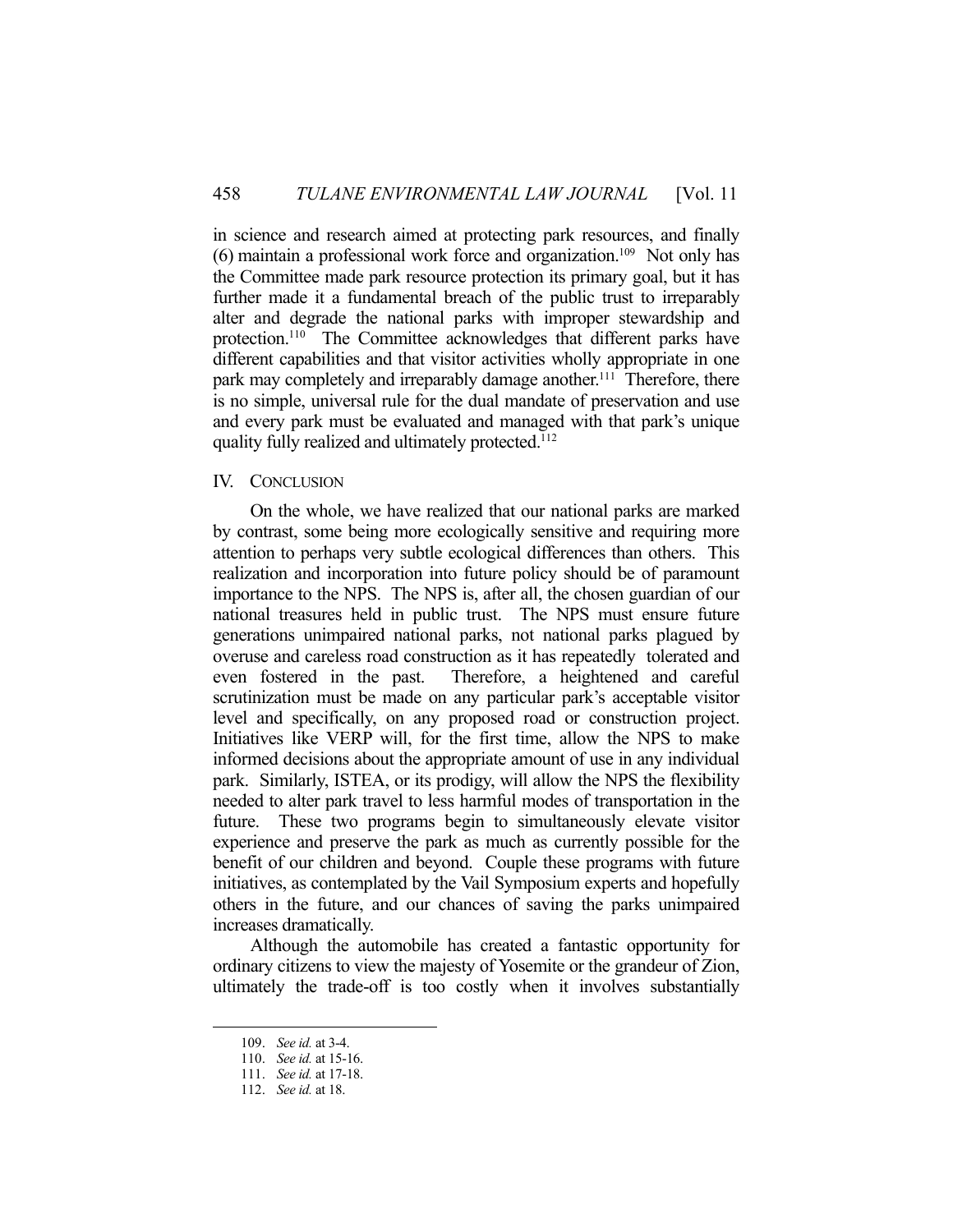in science and research aimed at protecting park resources, and finally (6) maintain a professional work force and organization.[109] Not only has the Committee made park resource protection its primary goal, but it has further made it a fundamental breach of the public trust to irreparably alter and degrade the national parks with improper stewardship and protection.[110] The Committee acknowledges that different parks have different capabilities and that visitor activities wholly appropriate in one park may completely and irreparably damage another.[111] Therefore, there is no simple, universal rule for the dual mandate of preservation and use and every park must be evaluated and managed with that park's unique quality fully realized and ultimately protected.[112]

## IV. CONCLUSION

On the whole, we have realized that our national parks are marked by contrast, some being more ecologically sensitive and requiring more attention to perhaps very subtle ecological differences than others. This realization and incorporation into future policy should be of paramount importance to the NPS. The NPS is, after all, the chosen guardian of our national treasures held in public trust. The NPS must ensure future generations unimpaired national parks, not national parks plagued by overuse and careless road construction as it has repeatedly tolerated and even fostered in the past. Therefore, a heightened and careful scrutinization must be made on any particular park's acceptable visitor level and specifically, on any proposed road or construction project. Initiatives like VERP will, for the first time, allow the NPS to make informed decisions about the appropriate amount of use in any individual park. Similarly, ISTEA, or its prodigy, will allow the NPS the flexibility needed to alter park travel to less harmful modes of transportation in the future. These two programs begin to simultaneously elevate visitor experience and preserve the park as much as currently possible for the benefit of our children and beyond. Couple these programs with future initiatives, as contemplated by the Vail Symposium experts and hopefully others in the future, and our chances of saving the parks unimpaired increases dramatically.

Although the automobile has created a fantastic opportunity for ordinary citizens to view the majesty of Yosemite or the grandeur of Zion, ultimately the trade-off is too costly when it involves substantially

---

109. *See id.* at 3-4.

110. *See id.* at 15-16.

111. *See id.* at 17-18.

112. *See id.* at 18.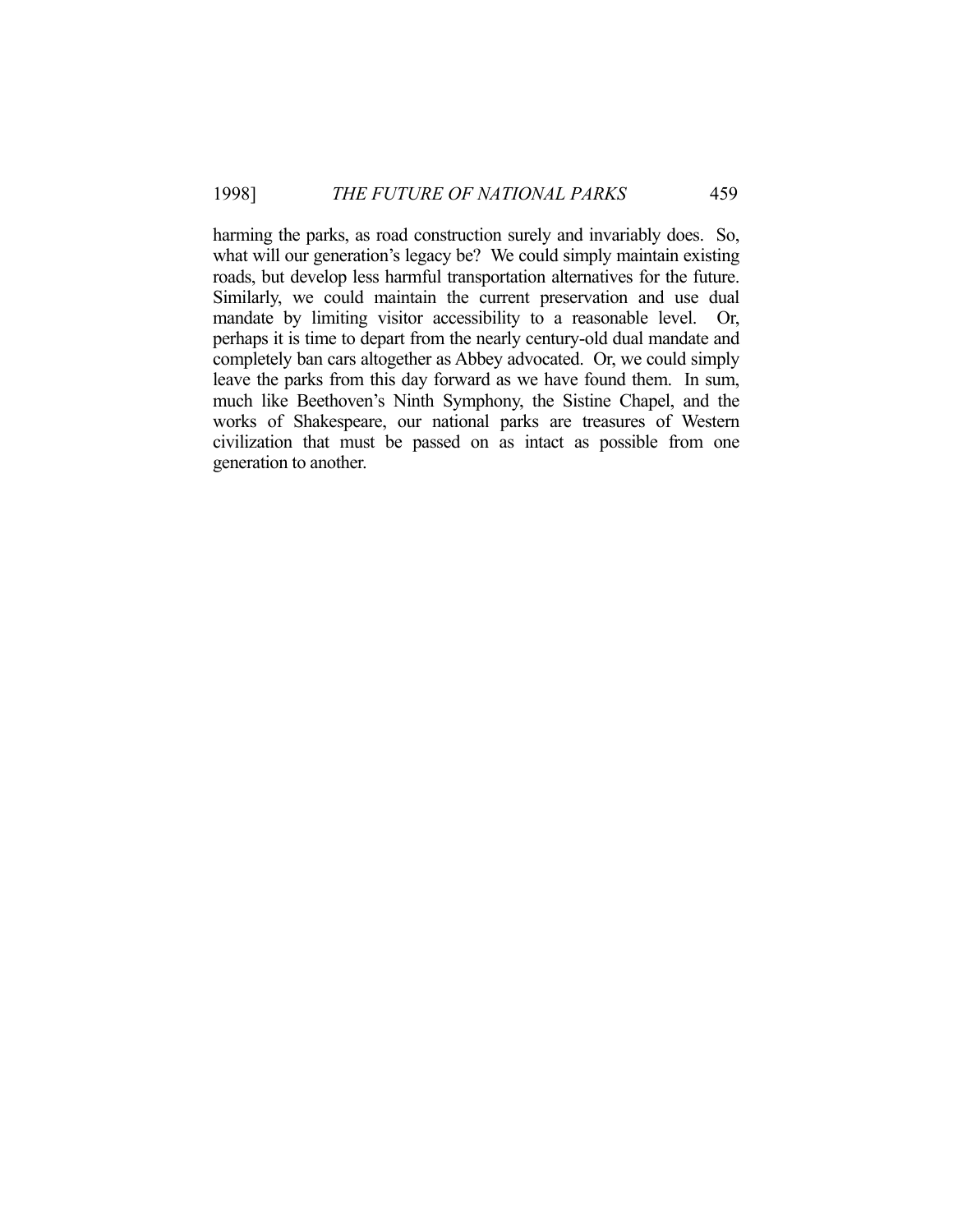harming the parks, as road construction surely and invariably does. So, what will our generation's legacy be? We could simply maintain existing roads, but develop less harmful transportation alternatives for the future. Similarly, we could maintain the current preservation and use dual mandate by limiting visitor accessibility to a reasonable level. Or, perhaps it is time to depart from the nearly century-old dual mandate and completely ban cars altogether as Abbey advocated. Or, we could simply leave the parks from this day forward as we have found them. In sum, much like Beethoven's Ninth Symphony, the Sistine Chapel, and the works of Shakespeare, our national parks are treasures of Western civilization that must be passed on as intact as possible from one generation to another.